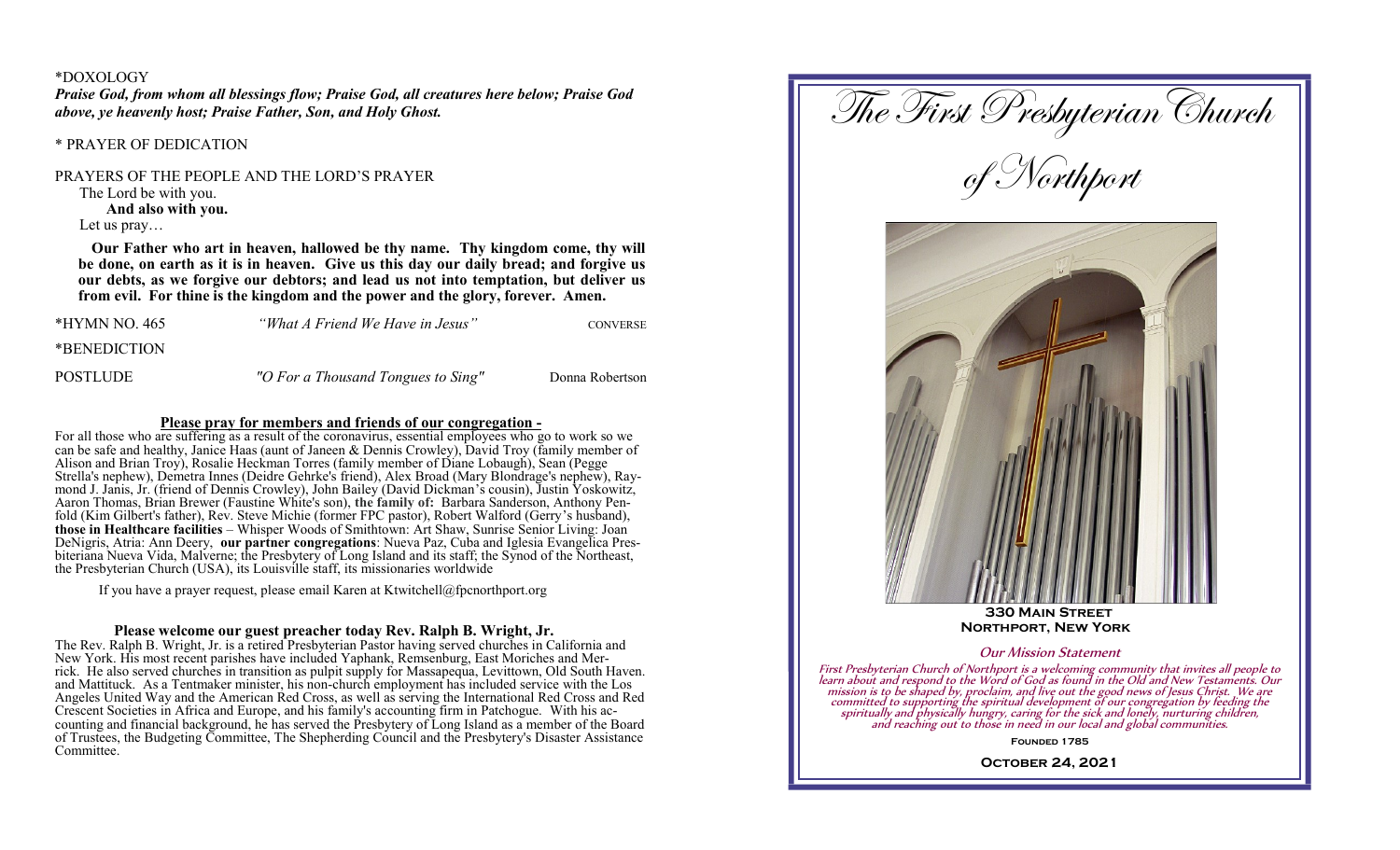\*DOXOLOGY

***Praise God, from whom all blessings flow; Praise God, all creatures here below; Praise God above, ye heavenly host; Praise Father, Son, and Holy Ghost.***

\* PRAYER OF DEDICATION

PRAYERS OF THE PEOPLE AND THE LORD'S PRAYER

The Lord be with you.
**And also with you.**
Let us pray…

**Our Father who art in heaven, hallowed be thy name. Thy kingdom come, thy will be done, on earth as it is in heaven. Give us this day our daily bread; and forgive us our debts, as we forgive our debtors; and lead us not into temptation, but deliver us from evil. For thine is the kingdom and the power and the glory, forever. Amen.**

\*HYMN NO. 465 — *"What A Friend We Have in Jesus"* — CONVERSE

\*BENEDICTION

POSTLUDE — *"O For a Thousand Tongues to Sing"* — Donna Robertson

**Please pray for members and friends of our congregation -**

For all those who are suffering as a result of the coronavirus, essential employees who go to work so we can be safe and healthy, Janice Haas (aunt of Janeen & Dennis Crowley), David Troy (family member of Alison and Brian Troy), Rosalie Heckman Torres (family member of Diane Lobaugh), Sean (Pegge Strella's nephew), Demetra Innes (Deidre Gehrke's friend), Alex Broad (Mary Blondrage's nephew), Raymond J. Janis, Jr. (friend of Dennis Crowley), John Bailey (David Dickman's cousin), Justin Yoskowitz, Aaron Thomas, Brian Brewer (Faustine White's son), **the family of:** Barbara Sanderson, Anthony Penfold (Kim Gilbert's father), Rev. Steve Michie (former FPC pastor), Robert Walford (Gerry's husband), **those in Healthcare facilities** – Whisper Woods of Smithtown: Art Shaw, Sunrise Senior Living: Joan DeNigris, Atria: Ann Deery, **our partner congregations**: Nueva Paz, Cuba and Iglesia Evangelica Presbiteriana Nueva Vida, Malverne; the Presbytery of Long Island and its staff; the Synod of the Northeast, the Presbyterian Church (USA), its Louisville staff, its missionaries worldwide

If you have a prayer request, please email Karen at Ktwitchell@fpcnorthport.org

**Please welcome our guest preacher today Rev. Ralph B. Wright, Jr.**

The Rev. Ralph B. Wright, Jr. is a retired Presbyterian Pastor having served churches in California and New York. His most recent parishes have included Yaphank, Remsenburg, East Moriches and Merrick. He also served churches in transition as pulpit supply for Massapequa, Levittown, Old South Haven. and Mattituck. As a Tentmaker minister, his non-church employment has included service with the Los Angeles United Way and the American Red Cross, as well as serving the International Red Cross and Red Crescent Societies in Africa and Europe, and his family's accounting firm in Patchogue. With his accounting and financial background, he has served the Presbytery of Long Island as a member of the Board of Trustees, the Budgeting Committee, The Shepherding Council and the Presbytery's Disaster Assistance Committee.

# The First Presbyterian Church of Northport

**330 Main Street**
**Northport, New York**

*Our Mission Statement*

*First Presbyterian Church of Northport is a welcoming community that invites all people to learn about and respond to the Word of God as found in the Old and New Testaments. Our mission is to be shaped by, proclaim, and live out the good news of Jesus Christ. We are committed to supporting the spiritual development of our congregation by feeding the spiritually and physically hungry, caring for the sick and lonely, nurturing children, and reaching out to those in need in our local and global communities.*

**Founded 1785**

**October 24, 2021**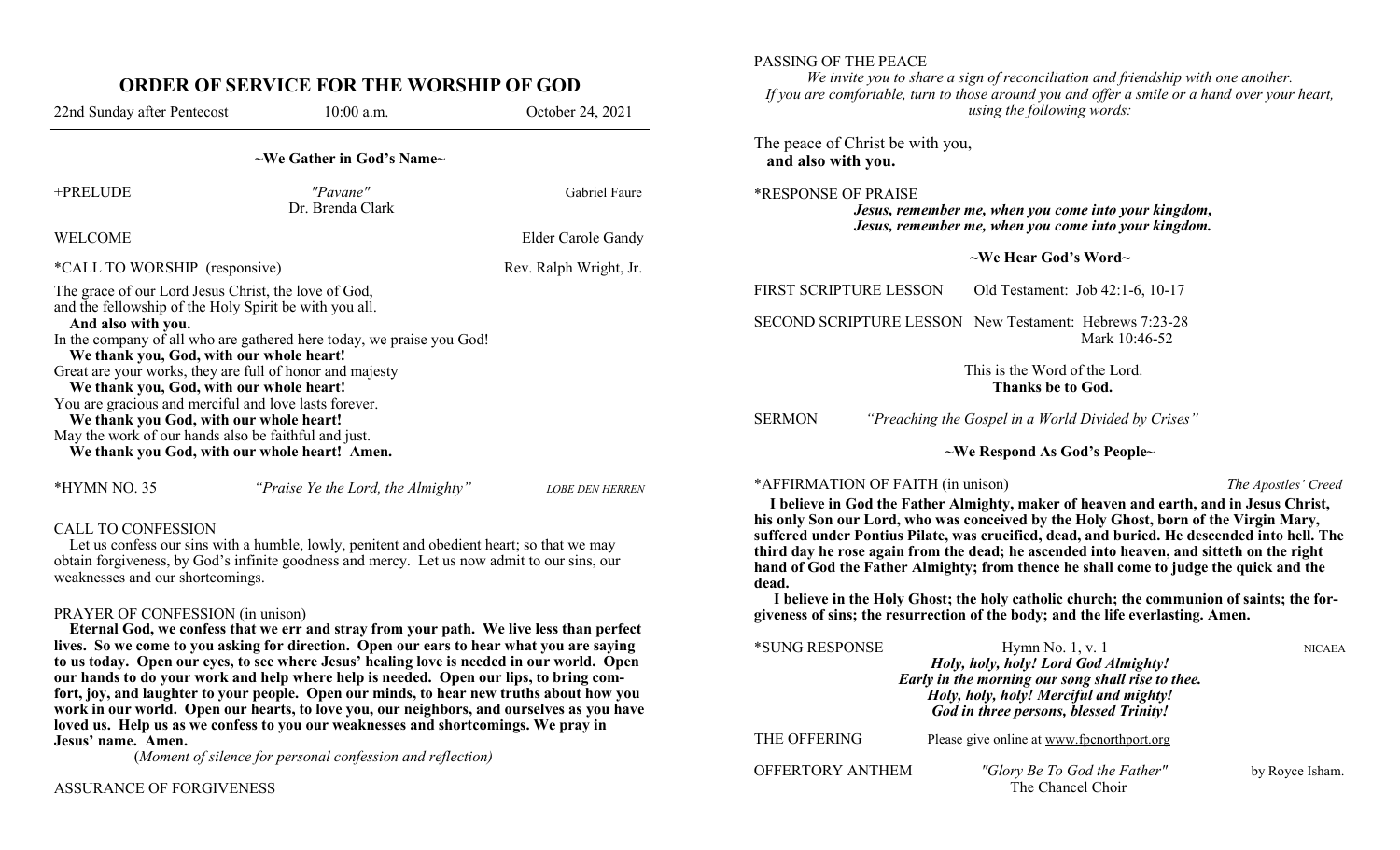# ORDER OF SERVICE FOR THE WORSHIP OF GOD

22nd Sunday after Pentecost 10:00 a.m. October 24, 2021

## ~We Gather in God's Name~

+PRELUDE *"Pavane"* Gabriel Faure
Dr. Brenda Clark

WELCOME Elder Carole Gandy

*CALL TO WORSHIP (responsive) Rev. Ralph Wright, Jr.

The grace of our Lord Jesus Christ, the love of God,
and the fellowship of the Holy Spirit be with you all.
**And also with you.**
In the company of all who are gathered here today, we praise you God!
**We thank you, God, with our whole heart!**
Great are your works, they are full of honor and majesty
**We thank you, God, with our whole heart!**
You are gracious and merciful and love lasts forever.
**We thank you God, with our whole heart!**
May the work of our hands also be faithful and just.
**We thank you God, with our whole heart! Amen.**

*HYMN NO. 35 *"Praise Ye the Lord, the Almighty"* LOBE DEN HERREN

CALL TO CONFESSION

Let us confess our sins with a humble, lowly, penitent and obedient heart; so that we may obtain forgiveness, by God's infinite goodness and mercy. Let us now admit to our sins, our weaknesses and our shortcomings.

PRAYER OF CONFESSION (in unison)

**Eternal God, we confess that we err and stray from your path. We live less than perfect lives. So we come to you asking for direction. Open our ears to hear what you are saying to us today. Open our eyes, to see where Jesus' healing love is needed in our world. Open our hands to do your work and help where help is needed. Open our lips, to bring comfort, joy, and laughter to your people. Open our minds, to hear new truths about how you work in our world. Open our hearts, to love you, our neighbors, and ourselves as you have loved us. Help us as we confess to you our weaknesses and shortcomings. We pray in Jesus' name. Amen.**

(*Moment of silence for personal confession and reflection*)

ASSURANCE OF FORGIVENESS

PASSING OF THE PEACE

*We invite you to share a sign of reconciliation and friendship with one another. If you are comfortable, turn to those around you and offer a smile or a hand over your heart, using the following words:*

The peace of Christ be with you,
**and also with you.**

*RESPONSE OF PRAISE

***Jesus, remember me, when you come into your kingdom,***
***Jesus, remember me, when you come into your kingdom.***

## ~We Hear God's Word~

FIRST SCRIPTURE LESSON Old Testament: Job 42:1-6, 10-17

SECOND SCRIPTURE LESSON New Testament: Hebrews 7:23-28
Mark 10:46-52

This is the Word of the Lord.
**Thanks be to God.**

SERMON *"Preaching the Gospel in a World Divided by Crises"*

## ~We Respond As God's People~

*AFFIRMATION OF FAITH (in unison) *The Apostles' Creed*

**I believe in God the Father Almighty, maker of heaven and earth, and in Jesus Christ, his only Son our Lord, who was conceived by the Holy Ghost, born of the Virgin Mary, suffered under Pontius Pilate, was crucified, dead, and buried. He descended into hell. The third day he rose again from the dead; he ascended into heaven, and sitteth on the right hand of God the Father Almighty; from thence he shall come to judge the quick and the dead.**

**I believe in the Holy Ghost; the holy catholic church; the communion of saints; the forgiveness of sins; the resurrection of the body; and the life everlasting. Amen.**

*SUNG RESPONSE Hymn No. 1, v. 1 NICAEA

***Holy, holy, holy! Lord God Almighty!***
***Early in the morning our song shall rise to thee.***
***Holy, holy, holy! Merciful and mighty!***
***God in three persons, blessed Trinity!***

THE OFFERING Please give online at www.fpcnorthport.org

OFFERTORY ANTHEM *"Glory Be To God the Father"* by Royce Isham.
The Chancel Choir